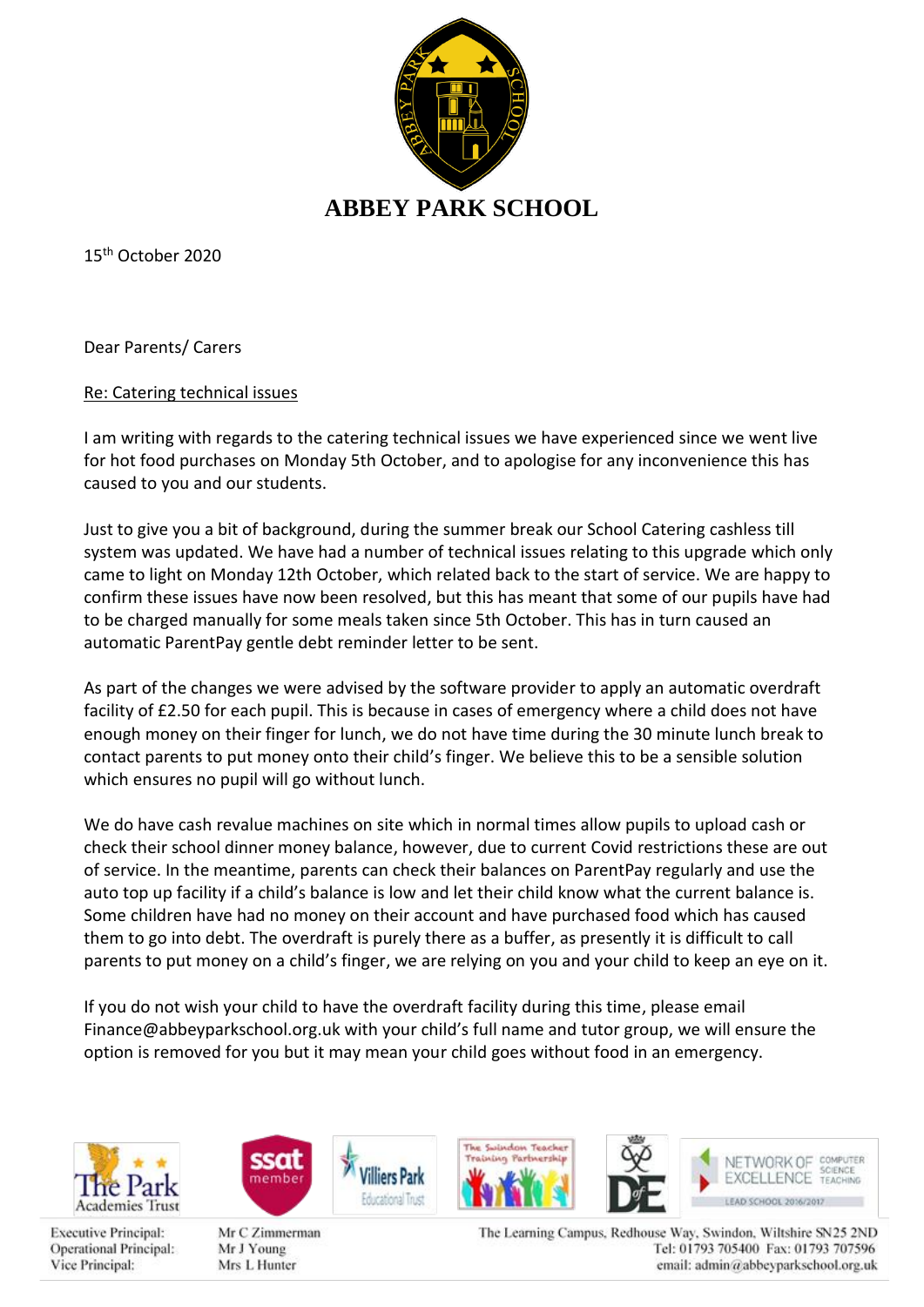# ABBEY PARK SCHOOL

15th October 2020

Dear Parents/ Carers

Re: Catering technical issues

I am writing with regards to the catering technical issues we have experienced since we went live for hot food purchases on Monday 5th October, and to apologise for any inconvenience this has caused to you and our students.

Just to give you a bit of background, during the summer break our School Catering cashless till system was updated. We have had a number of technical issues relating to this upgrade which only came to light on Monday 12th October, which related back to the start of service. We are happy to confirm these issues have now been resolved, but this has meant that some of our pupils have had to be charged manually for some meals taken since 5th October. This has in turn caused an automatic ParentPay gentle debt reminder letter to be sent.

As part of the changes we were advised by the software provider to apply an automatic overdraft facility of £2.50 for each pupil. This is because in cases of emergency where a child does not have enough money on their finger for lunch, we do not have time during the 30 minute lunch break to contact parents to put money onto their child's finger. We believe this to be a sensible solution which ensures no pupil will go without lunch.

We do have cash revalue machines on site which in normal times allow pupils to upload cash or check their school dinner money balance, however, due to current Covid restrictions these are out of service. In the meantime, parents can check their balances on ParentPay regularly and use the auto top up facility if a child's balance is low and let their child know what the current balance is. Some children have had no money on their account and have purchased food which has caused them to go into debt. The overdraft is purely there as a buffer, as presently it is difficult to call parents to put money on a child's finger, we are relying on you and your child to keep an eye on it.

If you do not wish your child to have the overdraft facility during this time, please email Finance@abbeyparkschool.org.uk with your child's full name and tutor group, we will ensure the option is removed for you but it may mean your child goes without food in an emergency.

Executive Principal: Mr C Zimmerman
Operational Principal: Mr J Young
Vice Principal: Mrs L Hunter

The Learning Campus, Redhouse Way, Swindon, Wiltshire SN25 2ND
Tel: 01793 705400 Fax: 01793 707596
email: admin@abbeyparkschool.org.uk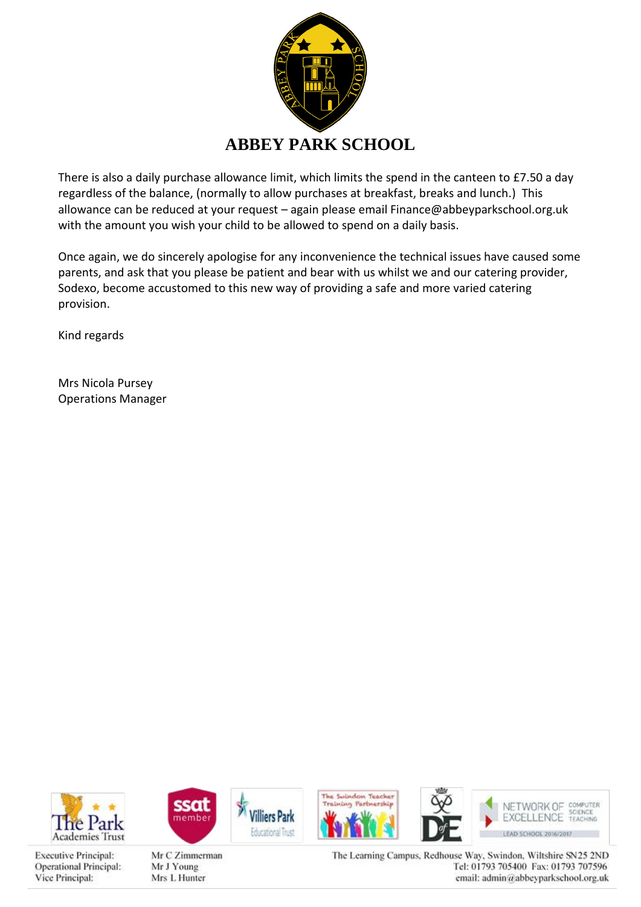# ABBEY PARK SCHOOL

There is also a daily purchase allowance limit, which limits the spend in the canteen to £7.50 a day regardless of the balance, (normally to allow purchases at breakfast, breaks and lunch.) This allowance can be reduced at your request – again please email Finance@abbeyparkschool.org.uk with the amount you wish your child to be allowed to spend on a daily basis.

Once again, we do sincerely apologise for any inconvenience the technical issues have caused some parents, and ask that you please be patient and bear with us whilst we and our catering provider, Sodexo, become accustomed to this new way of providing a safe and more varied catering provision.

Kind regards

Mrs Nicola Pursey
Operations Manager

Executive Principal: Mr C Zimmerman
Operational Principal: Mr J Young
Vice Principal: Mrs L Hunter

The Learning Campus, Redhouse Way, Swindon, Wiltshire SN25 2ND
Tel: 01793 705400 Fax: 01793 707596
email: admin@abbeyparkschool.org.uk